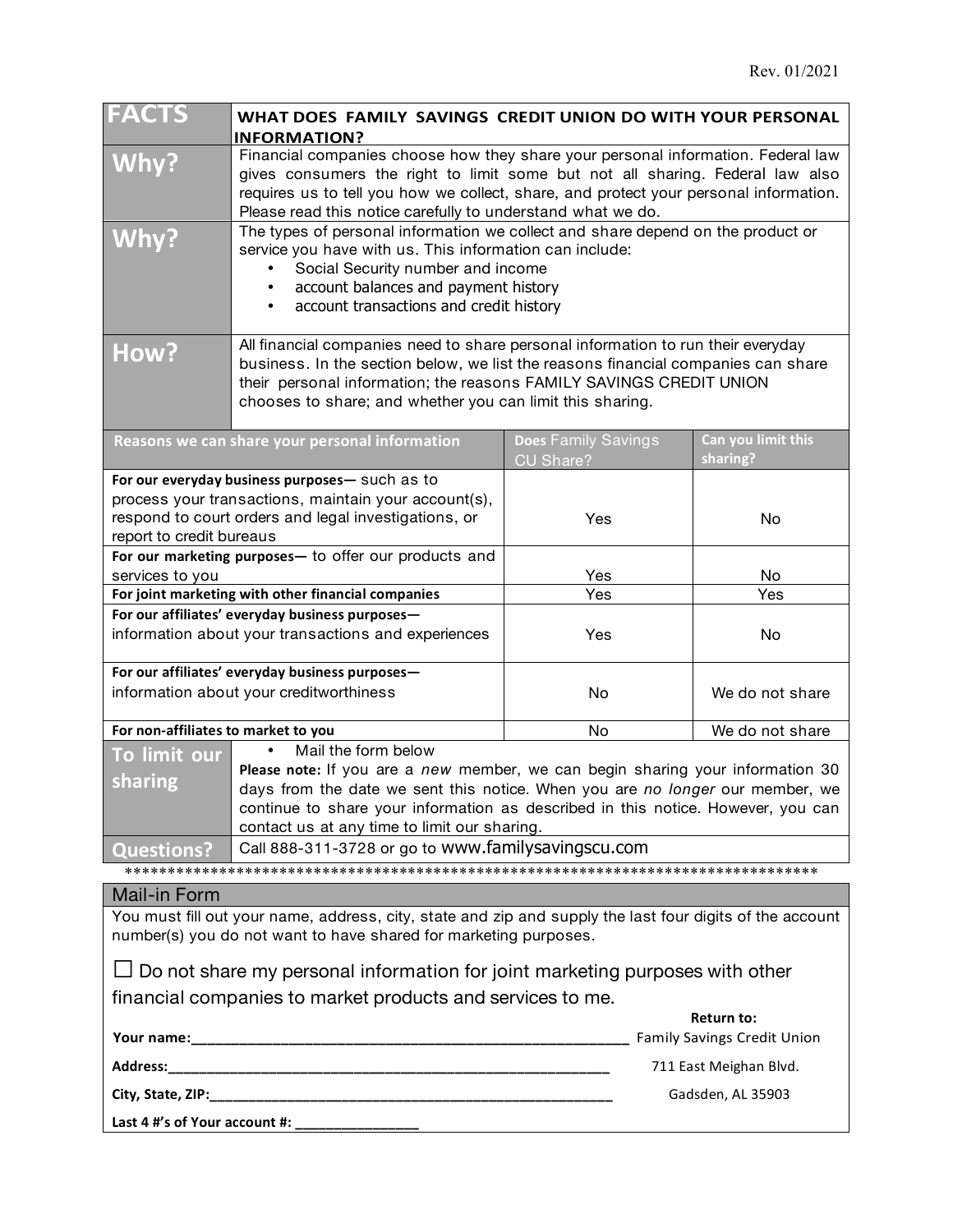Rev. 01/2021

| FACTS | WHAT DOES FAMILY SAVINGS CREDIT UNION DO WITH YOUR PERSONAL INFORMATION? |
|---|---|
| **Why?** | Financial companies choose how they share your personal information. Federal law gives consumers the right to limit some but not all sharing. Federal law also requires us to tell you how we collect, share, and protect your personal information. Please read this notice carefully to understand what we do. |
| **Why?** | The types of personal information we collect and share depend on the product or service you have with us. This information can include:<br>• Social Security number and income<br>• account balances and payment history<br>• account transactions and credit history |
| **How?** | All financial companies need to share personal information to run their everyday business. In the section below, we list the reasons financial companies can share their personal information; the reasons FAMILY SAVINGS CREDIT UNION chooses to share; and whether you can limit this sharing. |

| Reasons we can share your personal information | Does Family Savings CU Share? | Can you limit this sharing? |
|---|---|---|
| **For our everyday business purposes—** such as to process your transactions, maintain your account(s), respond to court orders and legal investigations, or report to credit bureaus | Yes | No |
| **For our marketing purposes—** to offer our products and services to you | Yes | No |
| **For joint marketing with other financial companies** | Yes | Yes |
| **For our affiliates' everyday business purposes—** information about your transactions and experiences | Yes | No |
| **For our affiliates' everyday business purposes—** information about your creditworthiness | No | We do not share |
| **For non-affiliates to market to you** | No | We do not share |

| | |
|---|---|
| **To limit our sharing** | • Mail the form below<br>**Please note:** If you are a *new* member, we can begin sharing your information 30 days from the date we sent this notice. When you are *no longer* our member, we continue to share your information as described in this notice. However, you can contact us at any time to limit our sharing. |
| **Questions?** | Call 888-311-3728 or go to www.familysavingscu.com |

**************************************************************************************

## Mail-in Form

You must fill out your name, address, city, state and zip and supply the last four digits of the account number(s) you do not want to have shared for marketing purposes.

☐ Do not share my personal information for joint marketing purposes with other financial companies to market products and services to me.

**Your name:**_______________________________________________

**Address:**_______________________________________________

**City, State, ZIP:**_______________________________________________

**Last 4 #'s of Your account #:** ________________

**Return to:**
Family Savings Credit Union
711 East Meighan Blvd.
Gadsden, AL 35903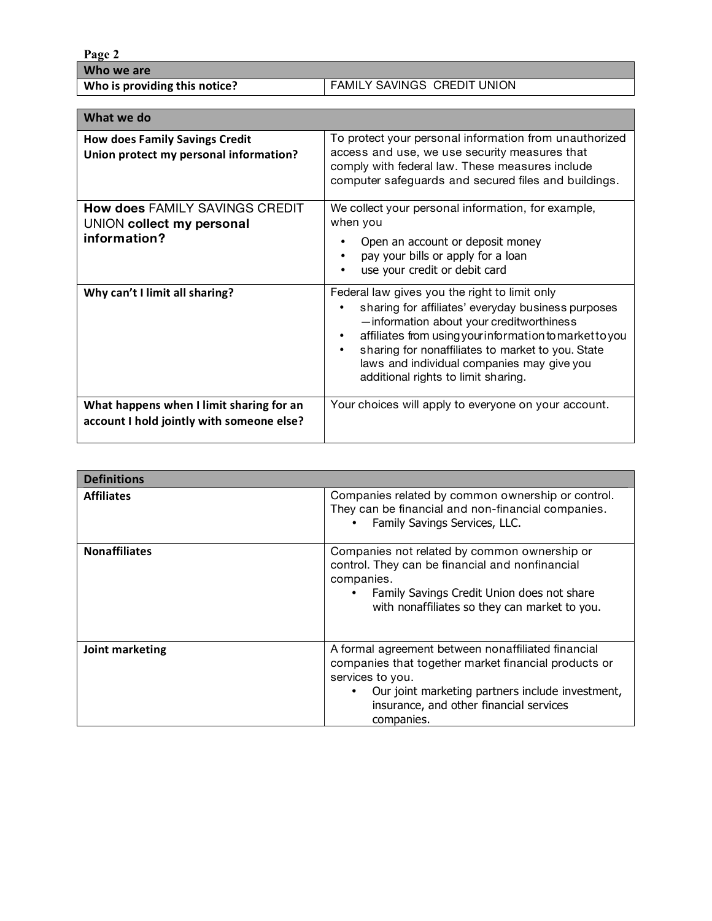| Who we are | |
|---|---|
| **Who is providing this notice?** | FAMILY SAVINGS CREDIT UNION |

| What we do | |
|---|---|
| **How does Family Savings Credit Union protect my personal information?** | To protect your personal information from unauthorized access and use, we use security measures that comply with federal law. These measures include computer safeguards and secured files and buildings. |
| **How does** FAMILY SAVINGS CREDIT UNION **collect my personal information?** | We collect your personal information, for example, when you<br>• Open an account or deposit money<br>• pay your bills or apply for a loan<br>• use your credit or debit card |
| **Why can't I limit all sharing?** | Federal law gives you the right to limit only<br>• sharing for affiliates' everyday business purposes —information about your creditworthiness<br>• affiliates from using your information to market to you<br>• sharing for nonaffiliates to market to you. State laws and individual companies may give you additional rights to limit sharing. |
| **What happens when I limit sharing for an account I hold jointly with someone else?** | Your choices will apply to everyone on your account. |

| Definitions | |
|---|---|
| **Affiliates** | Companies related by common ownership or control. They can be financial and non-financial companies.<br>• Family Savings Services, LLC. |
| **Nonaffiliates** | Companies not related by common ownership or control. They can be financial and nonfinancial companies.<br>• Family Savings Credit Union does not share with nonaffiliates so they can market to you. |
| **Joint marketing** | A formal agreement between nonaffiliated financial companies that together market financial products or services to you.<br>• Our joint marketing partners include investment, insurance, and other financial services companies. |